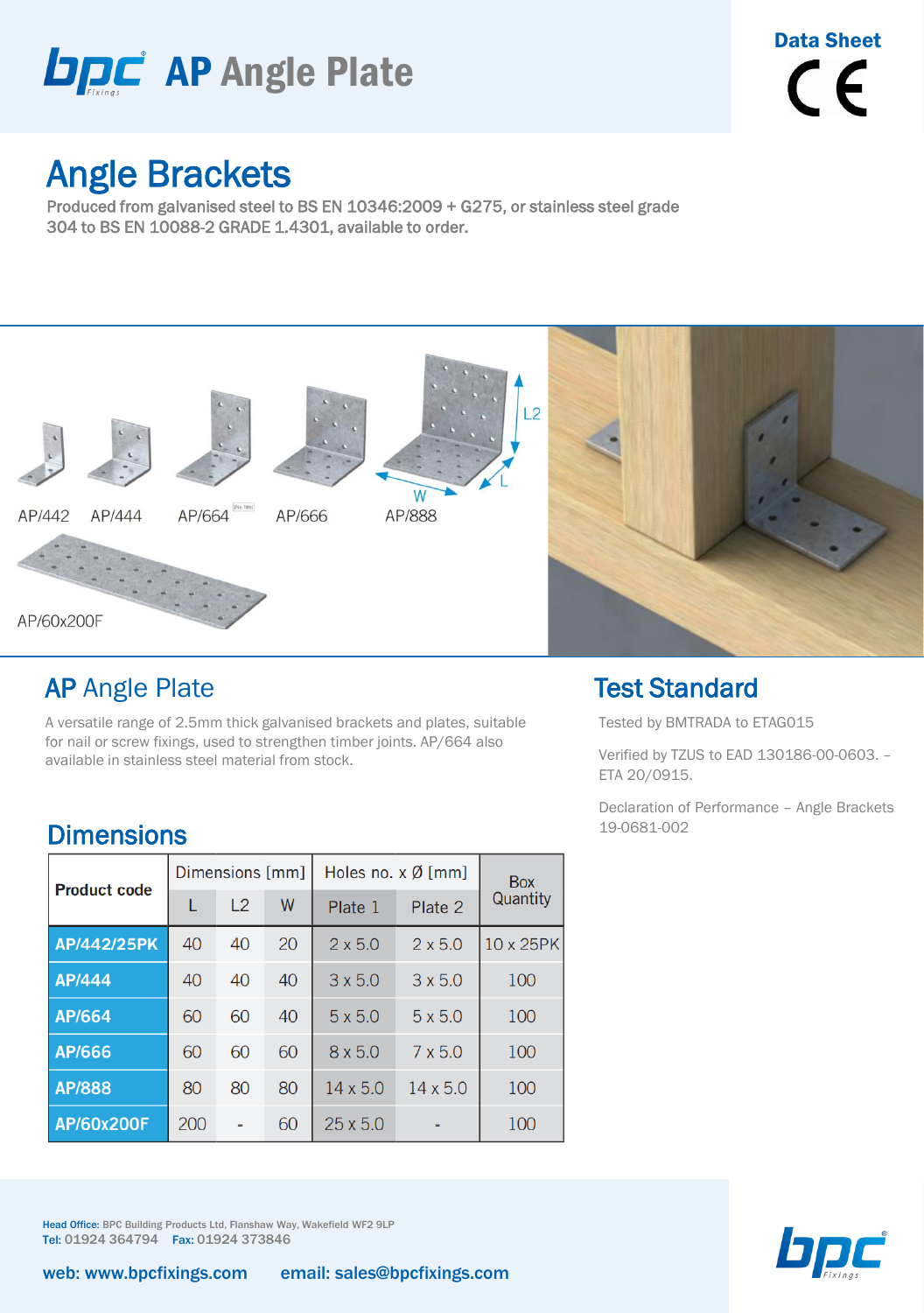# bpc AP Angle Plate

**Data Sheet**

CE

## Angle Brackets

Produced from galvanised steel to BS EN 10346:2009 + G275, or stainless steel grade 304 to BS EN 10088-2 GRADE 1.4301, available to order.

AP/442 AP/444 AP/664 AP/666 AP/888

AP/60x200F

## AP Angle Plate

A versatile range of 2.5mm thick galvanised brackets and plates, suitable for nail or screw fixings, used to strengthen timber joints. AP/664 also available in stainless steel material from stock.

## Dimensions

| Product code | Dimensions [mm] | | | Holes no. x Ø [mm] | | Box Quantity |
|---|---|---|---|---|---|---|
| | L | L2 | W | Plate 1 | Plate 2 | |
| **AP/442/25PK** | 40 | 40 | 20 | 2 x 5.0 | 2 x 5.0 | 10 x 25PK |
| **AP/444** | 40 | 40 | 40 | 3 x 5.0 | 3 x 5.0 | 100 |
| **AP/664** | 60 | 60 | 40 | 5 x 5.0 | 5 x 5.0 | 100 |
| **AP/666** | 60 | 60 | 60 | 8 x 5.0 | 7 x 5.0 | 100 |
| **AP/888** | 80 | 80 | 80 | 14 x 5.0 | 14 x 5.0 | 100 |
| **AP/60x200F** | 200 | - | 60 | 25 x 5.0 | - | 100 |

## Test Standard

Tested by BMTRADA to ETAG015

Verified by TZUS to EAD 130186-00-0603. – ETA 20/0915.

Declaration of Performance – Angle Brackets 19-0681-002

Head Office: BPC Building Products Ltd, Flanshaw Way, Wakefield WF2 9LP
Tel: 01924 364794 Fax: 01924 373846

web: www.bpcfixings.com email: sales@bpcfixings.com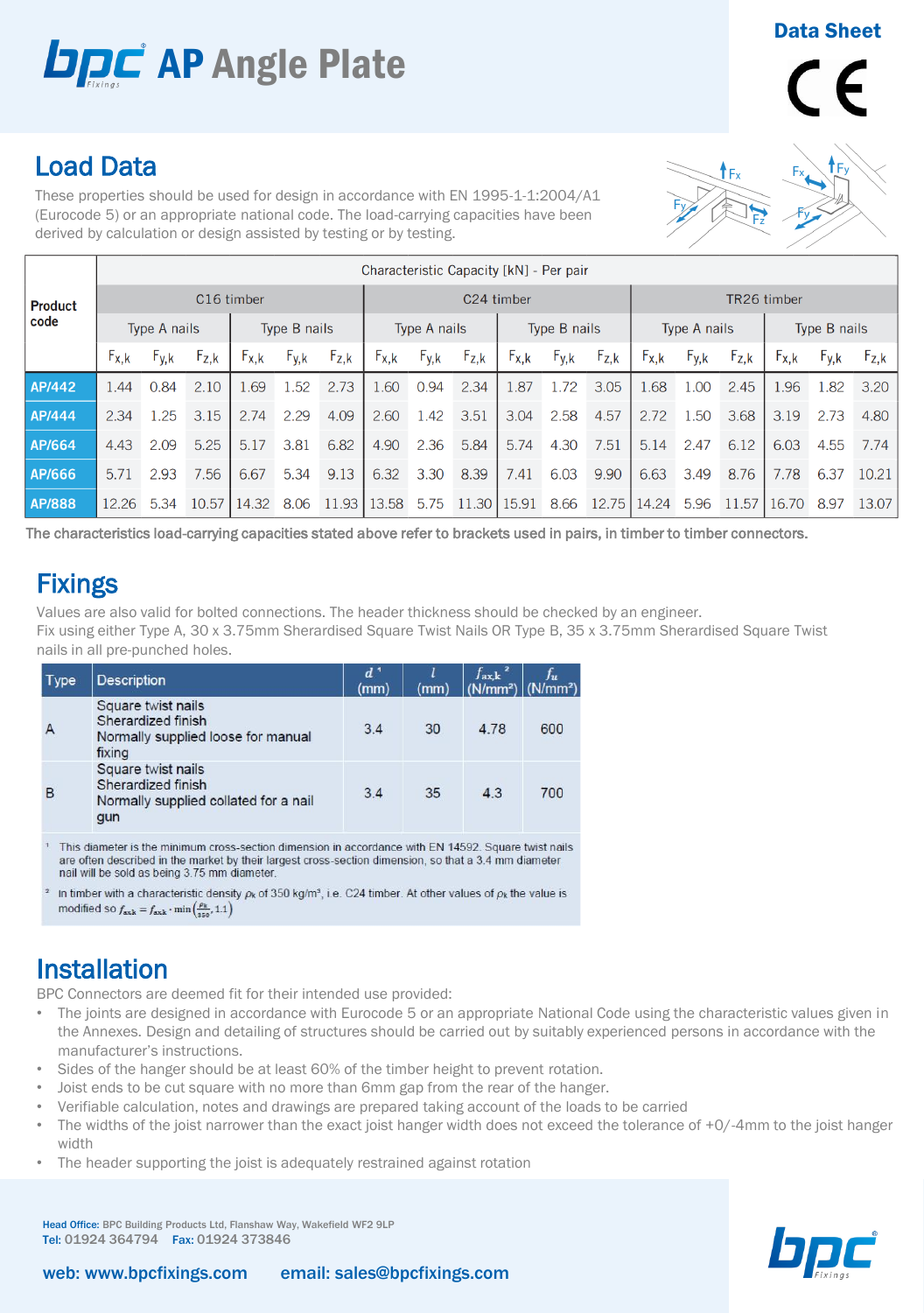# bpc AP Angle Plate

**Data Sheet**

## Load Data

These properties should be used for design in accordance with EN 1995-1-1:2004/A1 (Eurocode 5) or an appropriate national code. The load-carrying capacities have been derived by calculation or design assisted by testing or by testing.

| Product code | Characteristic Capacity [kN] - Per pair | | | | | | | | | | | | | | | | | |
|---|---|---|---|---|---|---|---|---|---|---|---|---|---|---|---|---|---|---|
| | C16 timber | | | | | | C24 timber | | | | | | TR26 timber | | | | | |
| | Type A nails | | | Type B nails | | | Type A nails | | | Type B nails | | | Type A nails | | | Type B nails | | |
| | $F_{x,k}$ | $F_{y,k}$ | $F_{z,k}$ | $F_{x,k}$ | $F_{y,k}$ | $F_{z,k}$ | $F_{x,k}$ | $F_{y,k}$ | $F_{z,k}$ | $F_{x,k}$ | $F_{y,k}$ | $F_{z,k}$ | $F_{x,k}$ | $F_{y,k}$ | $F_{z,k}$ | $F_{x,k}$ | $F_{y,k}$ | $F_{z,k}$ |
| **AP/442** | 1.44 | 0.84 | 2.10 | 1.69 | 1.52 | 2.73 | 1.60 | 0.94 | 2.34 | 1.87 | 1.72 | 3.05 | 1.68 | 1.00 | 2.45 | 1.96 | 1.82 | 3.20 |
| **AP/444** | 2.34 | 1.25 | 3.15 | 2.74 | 2.29 | 4.09 | 2.60 | 1.42 | 3.51 | 3.04 | 2.58 | 4.57 | 2.72 | 1.50 | 3.68 | 3.19 | 2.73 | 4.80 |
| **AP/664** | 4.43 | 2.09 | 5.25 | 5.17 | 3.81 | 6.82 | 4.90 | 2.36 | 5.84 | 5.74 | 4.30 | 7.51 | 5.14 | 2.47 | 6.12 | 6.03 | 4.55 | 7.74 |
| **AP/666** | 5.71 | 2.93 | 7.56 | 6.67 | 5.34 | 9.13 | 6.32 | 3.30 | 8.39 | 7.41 | 6.03 | 9.90 | 6.63 | 3.49 | 8.76 | 7.78 | 6.37 | 10.21 |
| **AP/888** | 12.26 | 5.34 | 10.57 | 14.32 | 8.06 | 11.93 | 13.58 | 5.75 | 11.30 | 15.91 | 8.66 | 12.75 | 14.24 | 5.96 | 11.57 | 16.70 | 8.97 | 13.07 |

**The characteristics load-carrying capacities stated above refer to brackets used in pairs, in timber to timber connectors.**

## Fixings

Values are also valid for bolted connections. The header thickness should be checked by an engineer.
Fix using either Type A, 30 x 3.75mm Sherardised Square Twist Nails OR Type B, 35 x 3.75mm Sherardised Square Twist nails in all pre-punched holes.

| Type | Description | $d$ [1] (mm) | $l$ (mm) | $f_{ax,k}$ [2] (N/mm²) | $f_u$ (N/mm²) |
|---|---|---|---|---|---|
| A | Square twist nails<br>Sherardized finish<br>Normally supplied loose for manual fixing | 3.4 | 30 | 4.78 | 600 |
| B | Square twist nails<br>Sherardized finish<br>Normally supplied collated for a nail gun | 3.4 | 35 | 4.3 | 700 |

[1] This diameter is the minimum cross-section dimension in accordance with EN 14592. Square twist nails are often described in the market by their largest cross-section dimension, so that a 3.4 mm diameter nail will be sold as being 3.75 mm diameter.

[2] In timber with a characteristic density $\rho_k$ of 350 kg/m³, i.e. C24 timber. At other values of $\rho_k$ the value is modified so $f_{axk} = f_{axk} \cdot \min\left(\frac{\rho_k}{350}, 1.1\right)$

## Installation

BPC Connectors are deemed fit for their intended use provided:

- The joints are designed in accordance with Eurocode 5 or an appropriate National Code using the characteristic values given in the Annexes. Design and detailing of structures should be carried out by suitably experienced persons in accordance with the manufacturer's instructions.
- Sides of the hanger should be at least 60% of the timber height to prevent rotation.
- Joist ends to be cut square with no more than 6mm gap from the rear of the hanger.
- Verifiable calculation, notes and drawings are prepared taking account of the loads to be carried
- The widths of the joist narrower than the exact joist hanger width does not exceed the tolerance of +0/-4mm to the joist hanger width
- The header supporting the joist is adequately restrained against rotation

Head Office: BPC Building Products Ltd, Flanshaw Way, Wakefield WF2 9LP
Tel: 01924 364794 Fax: 01924 373846

web: www.bpcfixings.com email: sales@bpcfixings.com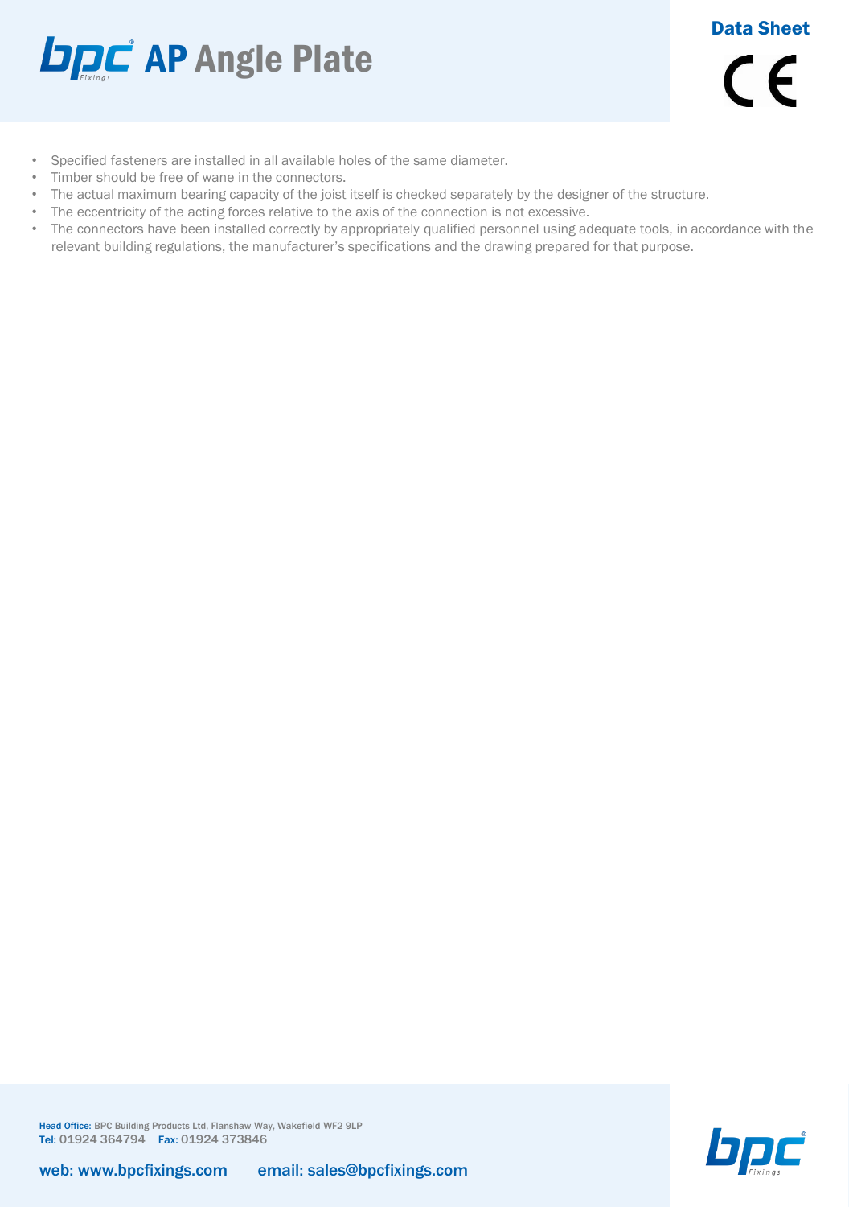- Specified fasteners are installed in all available holes of the same diameter.
- Timber should be free of wane in the connectors.
- The actual maximum bearing capacity of the joist itself is checked separately by the designer of the structure.
- The eccentricity of the acting forces relative to the axis of the connection is not excessive.
- The connectors have been installed correctly by appropriately qualified personnel using adequate tools, in accordance with the relevant building regulations, the manufacturer's specifications and the drawing prepared for that purpose.